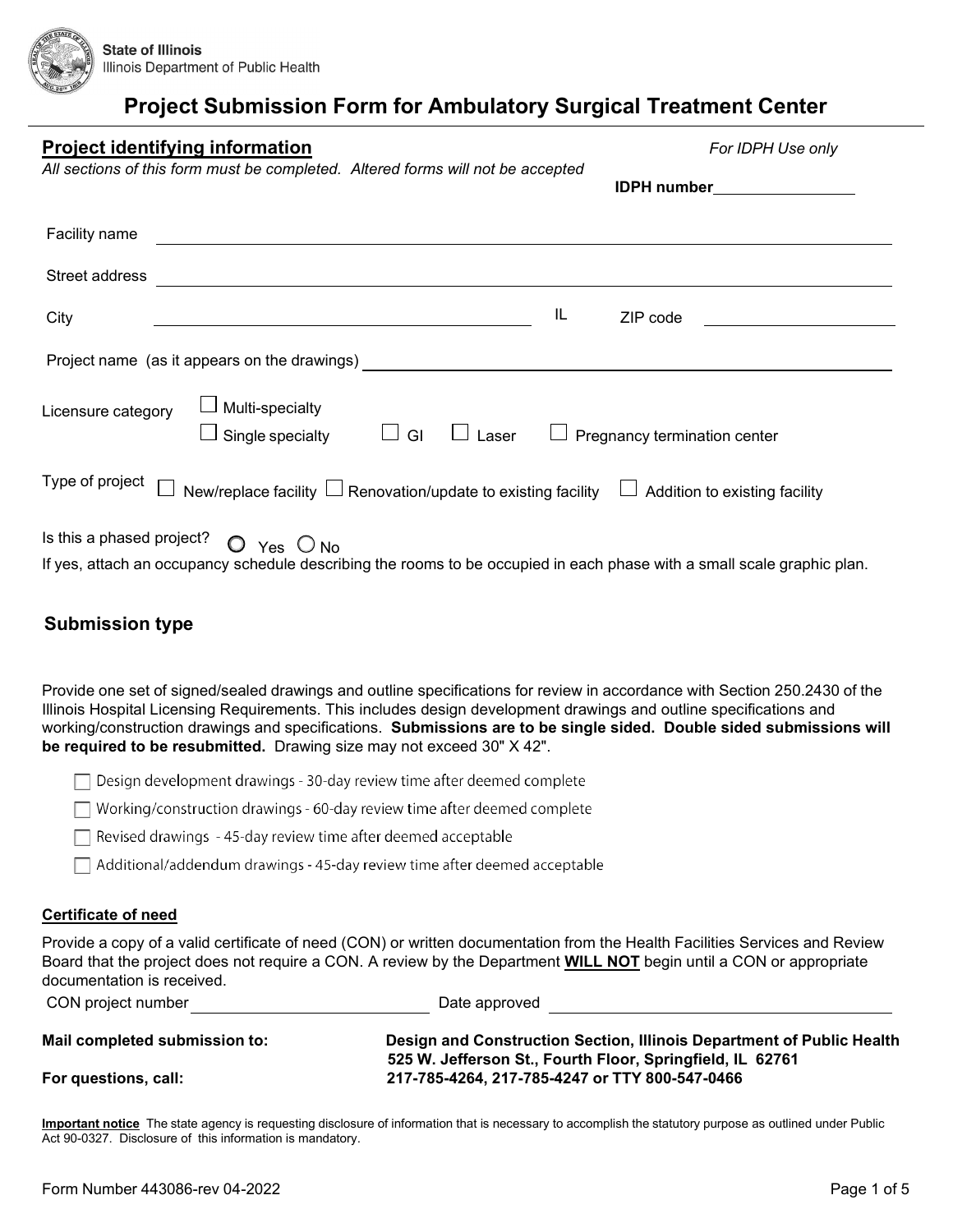State of Illinois
Illinois Department of Public Health

# Project Submission Form for Ambulatory Surgical Treatment Center

## Project identifying information

*For IDPH Use only*

*All sections of this form must be completed. Altered forms will not be accepted*

**IDPH number** \_\_\_\_\_\_\_\_\_\_\_\_\_\_\_\_

Facility name \_\_\_\_\_\_\_\_\_\_\_\_\_\_\_\_\_\_\_\_\_\_\_\_\_\_\_\_\_\_\_\_\_\_\_\_\_\_\_\_

Street address \_\_\_\_\_\_\_\_\_\_\_\_\_\_\_\_\_\_\_\_\_\_\_\_\_\_\_\_\_\_\_\_\_\_\_\_\_\_\_\_

City \_\_\_\_\_\_\_\_\_\_\_\_\_\_\_\_\_\_\_\_ IL ZIP code \_\_\_\_\_\_\_\_\_\_\_\_

Project name (as it appears on the drawings) \_\_\_\_\_\_\_\_\_\_\_\_\_\_\_\_\_\_\_\_\_\_\_\_

Licensure category
- ☐ Multi-specialty
- ☐ Single specialty ☐ GI ☐ Laser ☐ Pregnancy termination center

Type of project ☐ New/replace facility ☐ Renovation/update to existing facility ☐ Addition to existing facility

Is this a phased project? ○ Yes ○ No

If yes, attach an occupancy schedule describing the rooms to be occupied in each phase with a small scale graphic plan.

## Submission type

Provide one set of signed/sealed drawings and outline specifications for review in accordance with Section 250.2430 of the Illinois Hospital Licensing Requirements. This includes design development drawings and outline specifications and working/construction drawings and specifications. **Submissions are to be single sided. Double sided submissions will be required to be resubmitted.** Drawing size may not exceed 30" X 42".

- ☐ Design development drawings - 30-day review time after deemed complete
- ☐ Working/construction drawings - 60-day review time after deemed complete
- ☐ Revised drawings - 45-day review time after deemed acceptable
- ☐ Additional/addendum drawings - 45-day review time after deemed acceptable

### Certificate of need

Provide a copy of a valid certificate of need (CON) or written documentation from the Health Facilities Services and Review Board that the project does not require a CON. A review by the Department **WILL NOT** begin until a CON or appropriate documentation is received.

CON project number \_\_\_\_\_\_\_\_\_\_\_\_\_\_\_\_ Date approved \_\_\_\_\_\_\_\_\_\_\_\_\_\_\_\_

**Mail completed submission to:** **Design and Construction Section, Illinois Department of Public Health 525 W. Jefferson St., Fourth Floor, Springfield, IL 62761**

**For questions, call:** **217-785-4264, 217-785-4247 or TTY 800-547-0466**

**Important notice** The state agency is requesting disclosure of information that is necessary to accomplish the statutory purpose as outlined under Public Act 90-0327. Disclosure of this information is mandatory.

Form Number 443086-rev 04-2022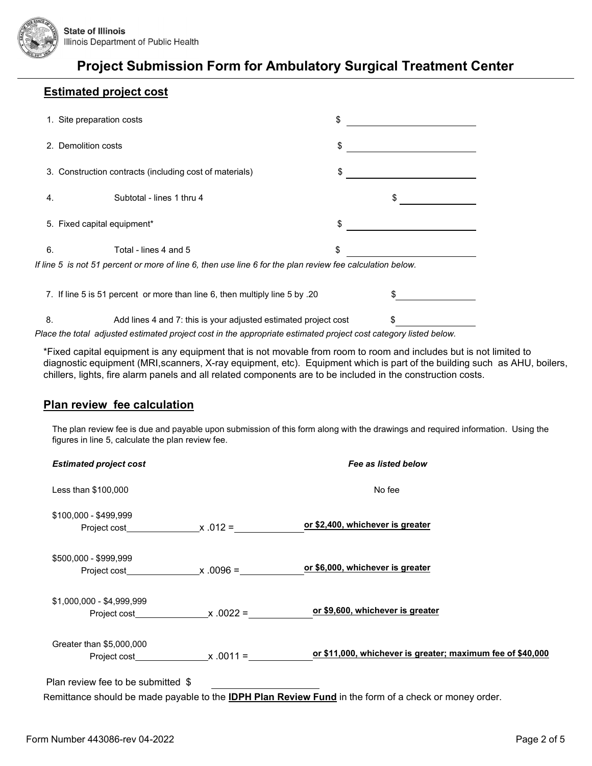State of Illinois
Illinois Department of Public Health

# Project Submission Form for Ambulatory Surgical Treatment Center

## Estimated project cost

1. Site preparation costs $ ____________________
2. Demolition costs $ ____________________
3. Construction contracts (including cost of materials) $ ____________________
4. Subtotal - lines 1 thru 4 $ ____________
5. Fixed capital equipment* $ ____________________
6. Total - lines 4 and 5 $ ____________________

*If line 5 is not 51 percent or more of line 6, then use line 6 for the plan review fee calculation below.*

7. If line 5 is 51 percent or more than line 6, then multiply line 5 by .20 $ ____________
8. Add lines 4 and 7: this is your adjusted estimated project cost $ ____________

*Place the total adjusted estimated project cost in the appropriate estimated project cost category listed below.*

*Fixed capital equipment is any equipment that is not movable from room to room and includes but is not limited to diagnostic equipment (MRI,scanners, X-ray equipment, etc). Equipment which is part of the building such as AHU, boilers, chillers, lights, fire alarm panels and all related components are to be included in the construction costs.

## Plan review fee calculation

The plan review fee is due and payable upon submission of this form along with the drawings and required information. Using the figures in line 5, calculate the plan review fee.

| *Estimated project cost* | *Fee as listed below* |
| --- | --- |
| Less than $100,000 | No fee |
| $100,000 - $499,999<br>Project cost ____________ x .012 = ____________ | **or $2,400, whichever is greater** |
| $500,000 - $999,999<br>Project cost ____________ x .0096 = ____________ | **or $6,000, whichever is greater** |
| $1,000,000 - $4,999,999<br>Project cost ____________ x .0022 = ____________ | **or $9,600, whichever is greater** |
| Greater than $5,000,000<br>Project cost ____________ x .0011 = ____________ | **or $11,000, whichever is greater; maximum fee of $40,000** |

Plan review fee to be submitted $ ____________________

Remittance should be made payable to the **IDPH Plan Review Fund** in the form of a check or money order.

Form Number 443086-rev 04-2022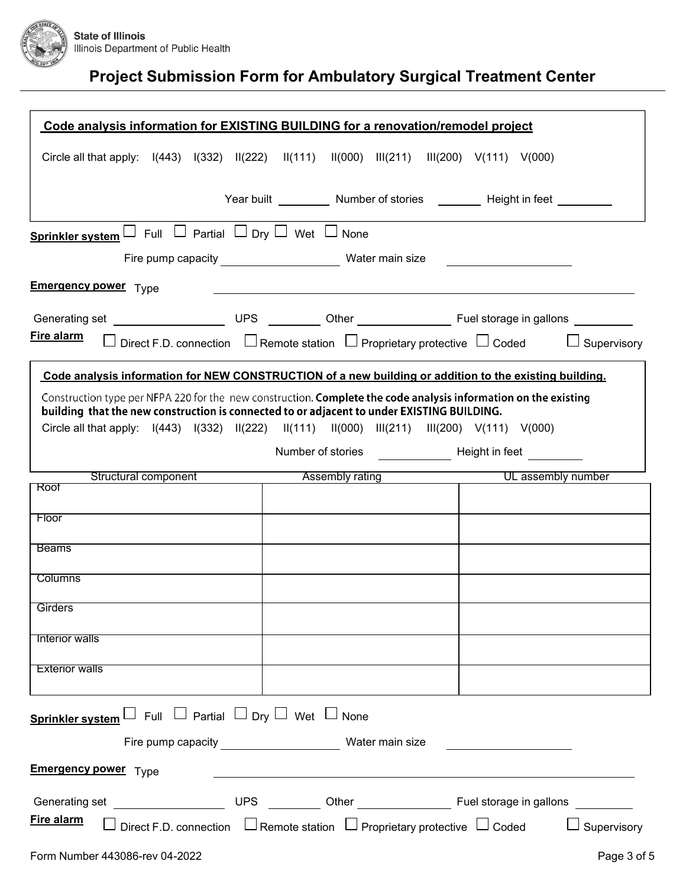State of Illinois
Illinois Department of Public Health

# Project Submission Form for Ambulatory Surgical Treatment Center

**Code analysis information for EXISTING BUILDING for a renovation/remodel project**

Circle all that apply: I(443) I(332) II(222) II(111) II(000) III(211) III(200) V(111) V(000)

Year built ________ Number of stories ________ Height in feet ________

**Sprinkler system** ☐ Full ☐ Partial ☐ Dry ☐ Wet ☐ None

Fire pump capacity ________ Water main size ________

**Emergency power** Type ________

Generating set ________ UPS ________ Other ________ Fuel storage in gallons ________

**Fire alarm** ☐ Direct F.D. connection ☐ Remote station ☐ Proprietary protective ☐ Coded ☐ Supervisory

**Code analysis information for NEW CONSTRUCTION of a new building or addition to the existing building.**

Construction type per NFPA 220 for the new construction. **Complete the code analysis information on the existing building that the new construction is connected to or adjacent to under EXISTING BUILDING.**

Circle all that apply: I(443) I(332) II(222) II(111) II(000) III(211) III(200) V(111) V(000)

Number of stories ________ Height in feet ________

| Structural component | Assembly rating | UL assembly number |
| --- | --- | --- |
| Roof | | |
| Floor | | |
| Beams | | |
| Columns | | |
| Girders | | |
| Interior walls | | |
| Exterior walls | | |

**Sprinkler system** ☐ Full ☐ Partial ☐ Dry ☐ Wet ☐ None

Fire pump capacity ________ Water main size ________

**Emergency power** Type ________

Generating set ________ UPS ________ Other ________ Fuel storage in gallons ________

**Fire alarm** ☐ Direct F.D. connection ☐ Remote station ☐ Proprietary protective ☐ Coded ☐ Supervisory

Form Number 443086-rev 04-2022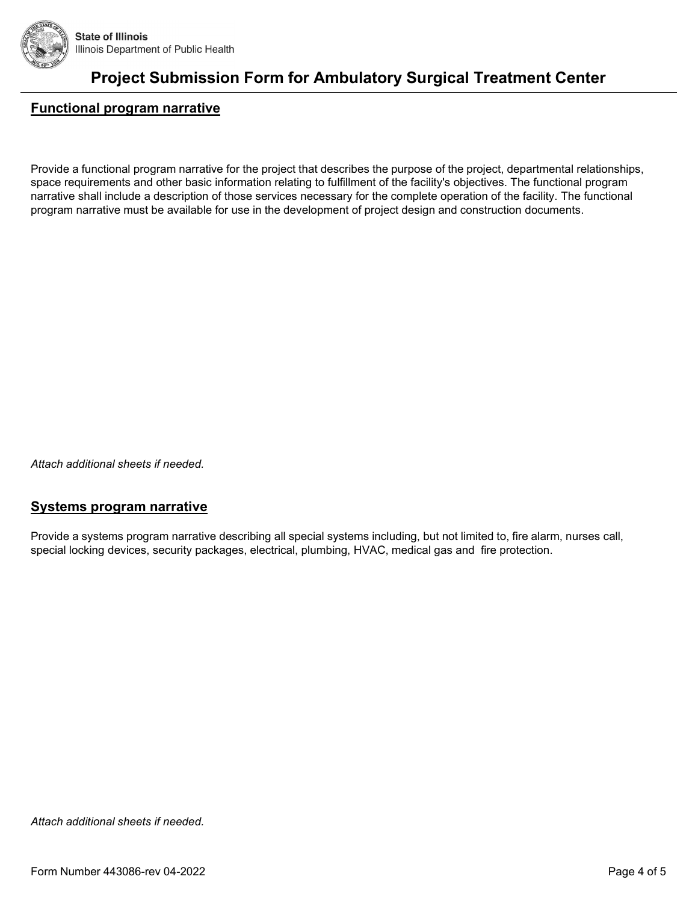## Functional program narrative

Provide a functional program narrative for the project that describes the purpose of the project, departmental relationships, space requirements and other basic information relating to fulfillment of the facility's objectives. The functional program narrative shall include a description of those services necessary for the complete operation of the facility. The functional program narrative must be available for use in the development of project design and construction documents.

*Attach additional sheets if needed.*

## Systems program narrative

Provide a systems program narrative describing all special systems including, but not limited to, fire alarm, nurses call, special locking devices, security packages, electrical, plumbing, HVAC, medical gas and fire protection.

*Attach additional sheets if needed.*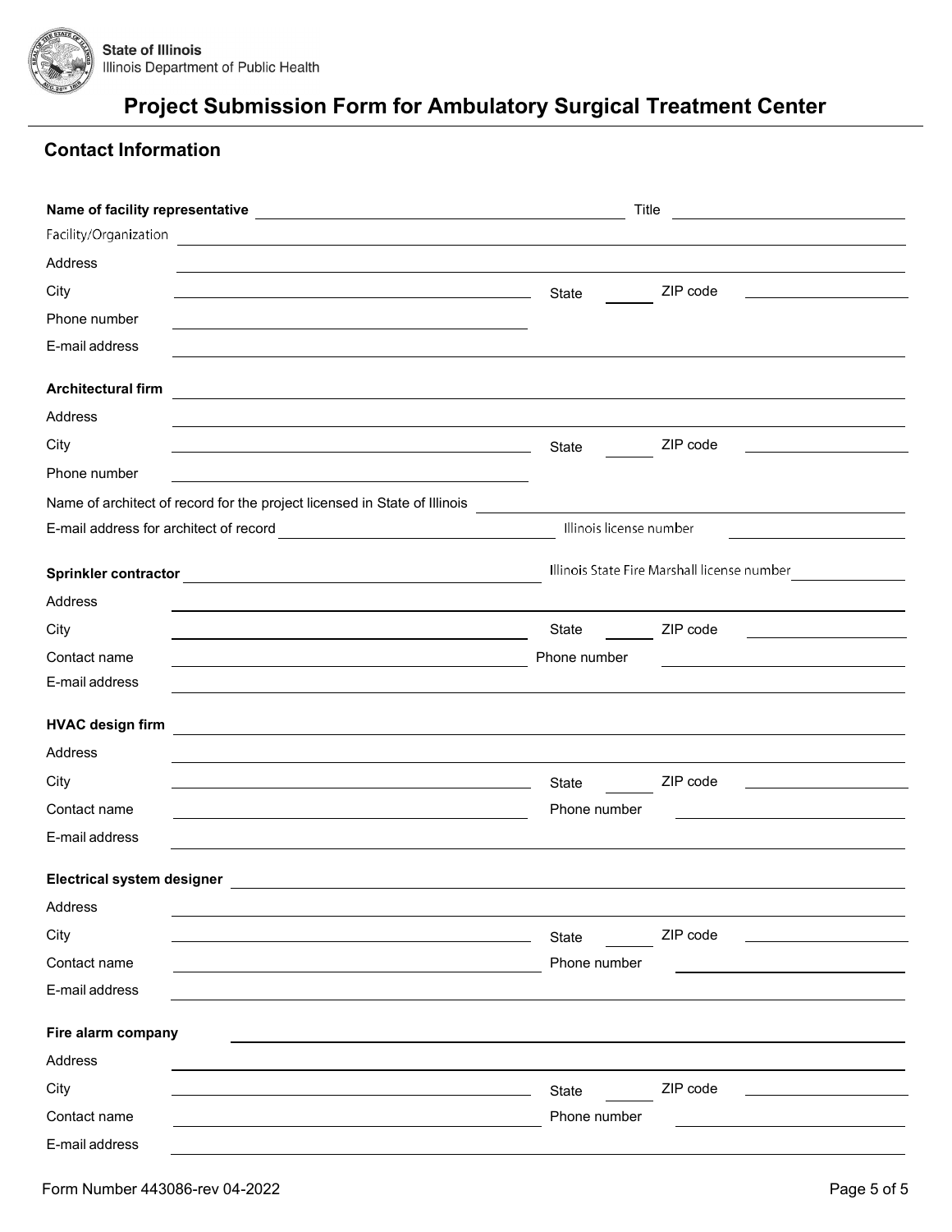State of Illinois
Illinois Department of Public Health

# Project Submission Form for Ambulatory Surgical Treatment Center

## Contact Information

**Name of facility representative** ______________________ Title ______________

Facility/Organization ______________________

Address ______________________

City ______________________ State ______ ZIP code ______________

Phone number ______________________

E-mail address ______________________

**Architectural firm** ______________________

Address ______________________

City ______________________ State ______ ZIP code ______________

Phone number ______________________

Name of architect of record for the project licensed in State of Illinois ______________________

E-mail address for architect of record ______________________ Illinois license number ______________

**Sprinkler contractor** ______________________ Illinois State Fire Marshall license number ______________

Address ______________________

City ______________________ State ______ ZIP code ______________

Contact name ______________________ Phone number ______________

E-mail address ______________________

**HVAC design firm** ______________________

Address ______________________

City ______________________ State ______ ZIP code ______________

Contact name ______________________ Phone number ______________

E-mail address ______________________

**Electrical system designer** ______________________

Address ______________________

City ______________________ State ______ ZIP code ______________

Contact name ______________________ Phone number ______________

E-mail address ______________________

**Fire alarm company** ______________________

Address ______________________

City ______________________ State ______ ZIP code ______________

Contact name ______________________ Phone number ______________

E-mail address ______________________

Form Number 443086-rev 04-2022